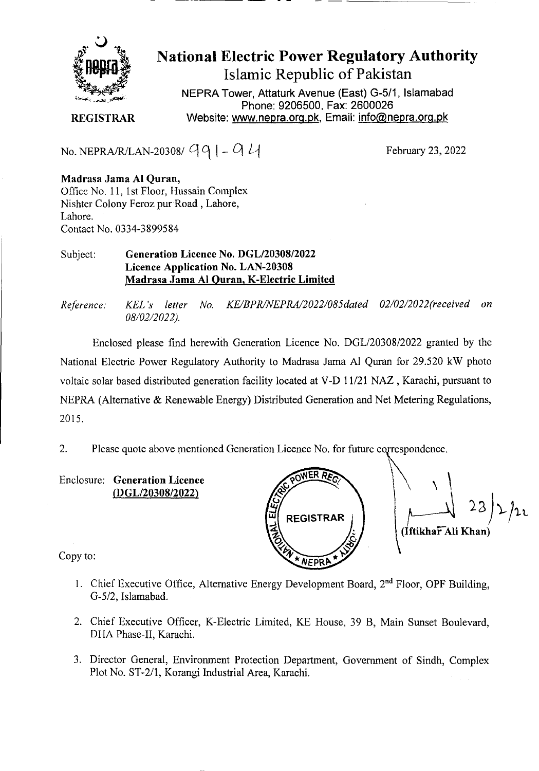# National Electric Power Regulatory Authority

## Islamic Republic of Pakistan

NEPRA Tower, Attaturk Avenue (East) G-5/1, Islamabad
Phone: 9206500, Fax: 2600026
Website: www.nepra.org.pk, Email: info@nepra.org.pk

**REGISTRAR**

No. NEPRA/R/LAN-20308/ 991 - 94

February 23, 2022

**Madrasa Jama Al Quran,**
Office No. 11, 1st Floor, Hussain Complex
Nishter Colony Feroz pur Road , Lahore,
Lahore.
Contact No. 0334-3899584

Subject: **Generation Licence No. DGL/20308/2022**
**Licence Application No. LAN-20308**
**Madrasa Jama Al Quran, K-Electric Limited**

*Reference: KEL's letter No. KE/BPR/NEPRA/2022/085dated 02/02/2022(received on 08/02/2022).*

Enclosed please find herewith Generation Licence No. DGL/20308/2022 granted by the National Electric Power Regulatory Authority to Madrasa Jama Al Quran for 29.520 kW photo voltaic solar based distributed generation facility located at V-D 11/21 NAZ , Karachi, pursuant to NEPRA (Alternative & Renewable Energy) Distributed Generation and Net Metering Regulations, 2015.

2. Please quote above mentioned Generation Licence No. for future correspondence.

Enclosure: **Generation Licence (DGL/20308/2022)**

23/2/22
**(Iftikhar Ali Khan)**

Copy to:

1. Chief Executive Office, Alternative Energy Development Board, 2nd Floor, OPF Building, G-5/2, Islamabad.
2. Chief Executive Officer, K-Electric Limited, KE House, 39 B, Main Sunset Boulevard, DHA Phase-II, Karachi.
3. Director General, Environment Protection Department, Government of Sindh, Complex Plot No. ST-2/1, Korangi Industrial Area, Karachi.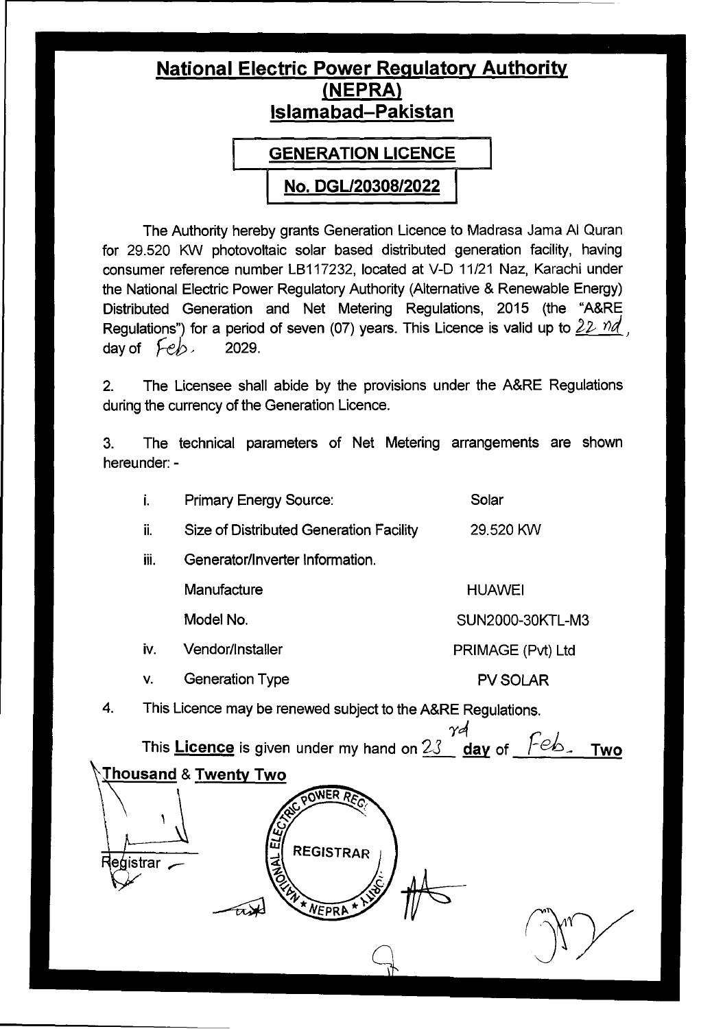# National Electric Power Regulatory Authority (NEPRA) Islamabad–Pakistan

## GENERATION LICENCE

## No. DGL/20308/2022

The Authority hereby grants Generation Licence to Madrasa Jama Al Quran for 29.520 KW photovoltaic solar based distributed generation facility, having consumer reference number LB117232, located at V-D 11/21 Naz, Karachi under the National Electric Power Regulatory Authority (Alternative & Renewable Energy) Distributed Generation and Net Metering Regulations, 2015 (the "A&RE Regulations") for a period of seven (07) years. This Licence is valid up to 22 nd, day of Feb. 2029.

2. The Licensee shall abide by the provisions under the A&RE Regulations during the currency of the Generation Licence.

3. The technical parameters of Net Metering arrangements are shown hereunder: -

| | | |
|---|---|---|
| i. | Primary Energy Source: | Solar |
| ii. | Size of Distributed Generation Facility | 29.520 KW |
| iii. | Generator/Inverter Information. | |
| | Manufacture | HUAWEI |
| | Model No. | SUN2000-30KTL-M3 |
| iv. | Vendor/Installer | PRIMAGE (Pvt) Ltd |
| v. | Generation Type | PV SOLAR |

4. This Licence may be renewed subject to the A&RE Regulations.

This **Licence** is given under my hand on 23 rd **day** of Feb. **Two Thousand** & **Twenty Two**

Registrar

REGISTRAR